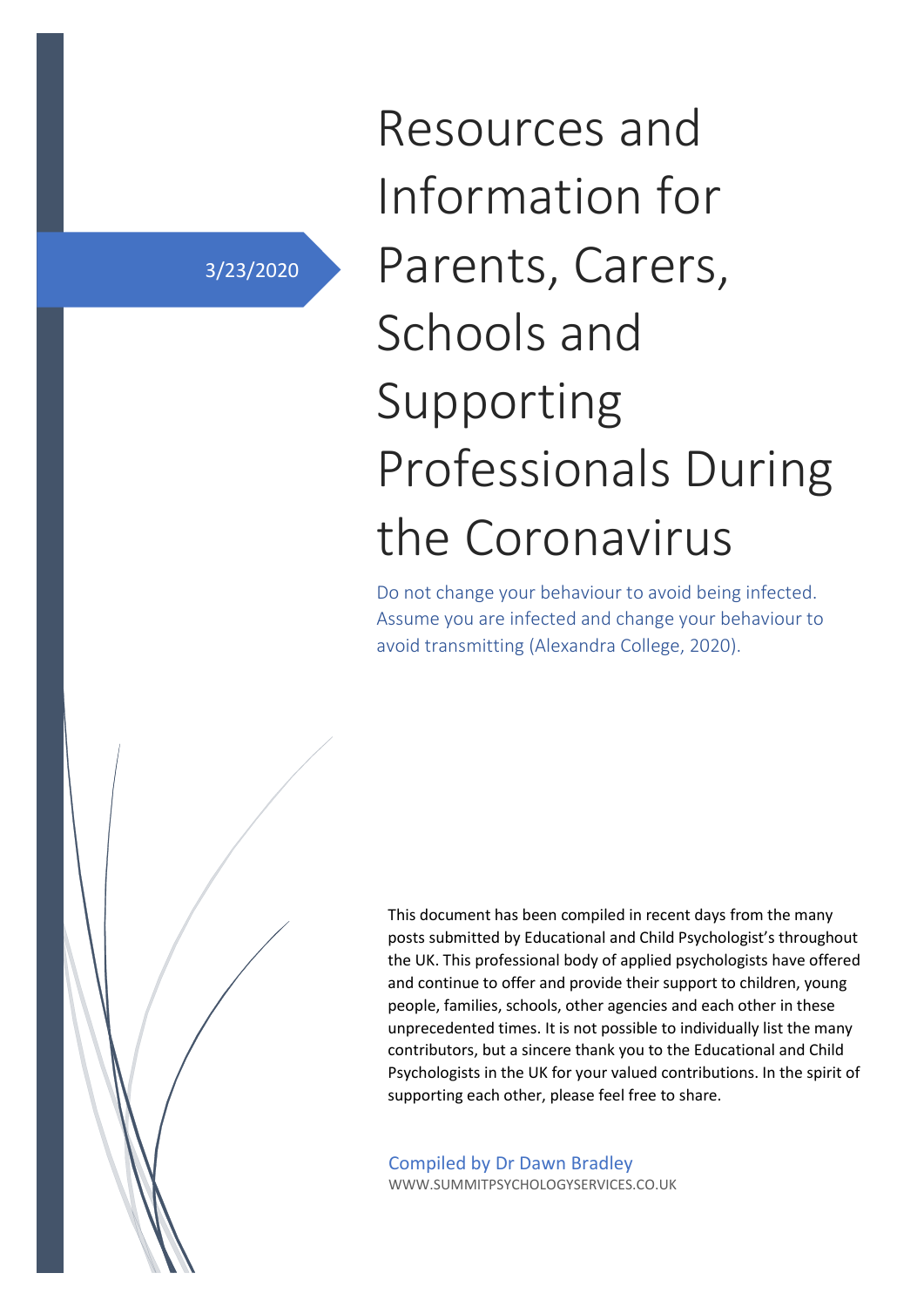3/23/2020

# Resources and Information for Parents, Carers, Schools and Supporting Professionals During the Coronavirus

Do not change your behaviour to avoid being infected. Assume you are infected and change your behaviour to avoid transmitting (Alexandra College, 2020).

This document has been compiled in recent days from the many posts submitted by Educational and Child Psychologist's throughout the UK. This professional body of applied psychologists have offered and continue to offer and provide their support to children, young people, families, schools, other agencies and each other in these unprecedented times. It is not possible to individually list the many contributors, but a sincere thank you to the Educational and Child Psychologists in the UK for your valued contributions. In the spirit of supporting each other, please feel free to share.

Compiled by Dr Dawn Bradley
WWW.SUMMITPSYCHOLOGYSERVICES.CO.UK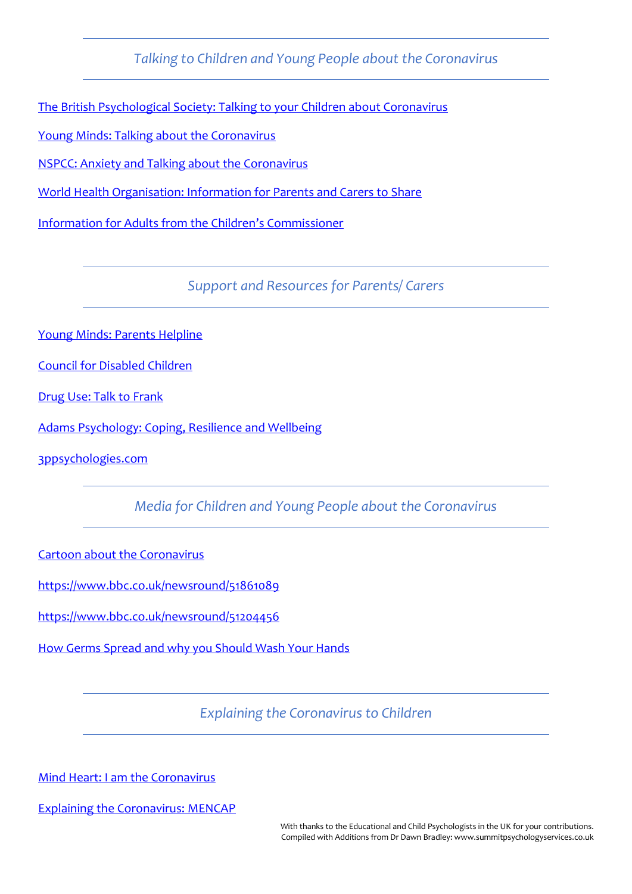## *Talking to Children and Young People about the Coronavirus*

The British Psychological Society: Talking to your Children about Coronavirus

Young Minds: Talking about the Coronavirus

NSPCC: Anxiety and Talking about the Coronavirus

World Health Organisation: Information for Parents and Carers to Share

Information for Adults from the Children's Commissioner

## *Support and Resources for Parents/ Carers*

Young Minds: Parents Helpline

Council for Disabled Children

Drug Use: Talk to Frank

Adams Psychology: Coping, Resilience and Wellbeing

3ppsychologies.com

## *Media for Children and Young People about the Coronavirus*

Cartoon about the Coronavirus

https://www.bbc.co.uk/newsround/51861089

https://www.bbc.co.uk/newsround/51204456

How Germs Spread and why you Should Wash Your Hands

## *Explaining the Coronavirus to Children*

Mind Heart: I am the Coronavirus

Explaining the Coronavirus: MENCAP

With thanks to the Educational and Child Psychologists in the UK for your contributions.
Compiled with Additions from Dr Dawn Bradley: www.summitpsychologyservices.co.uk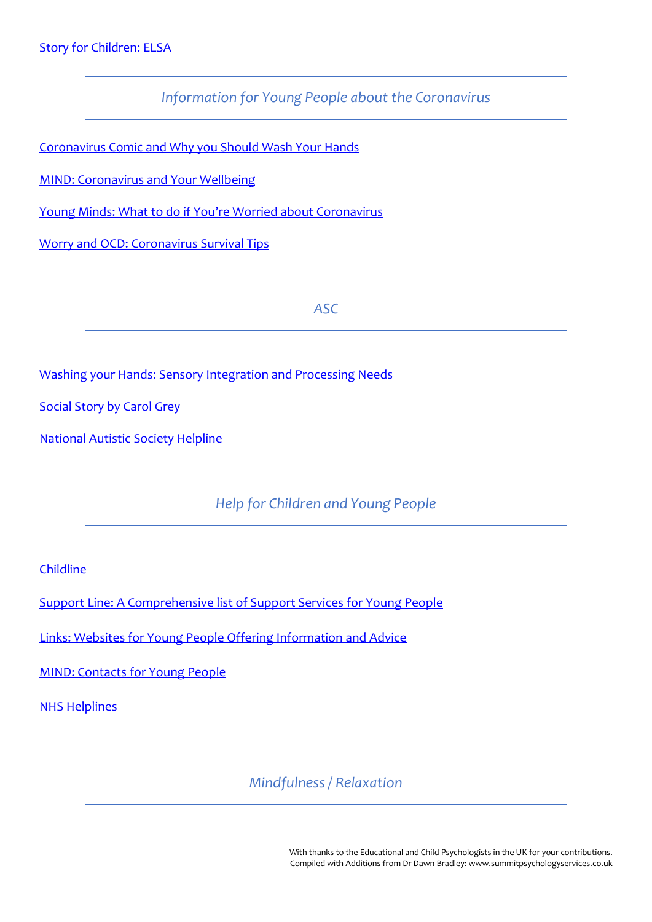Story for Children: ELSA

## *Information for Young People about the Coronavirus*

Coronavirus Comic and Why you Should Wash Your Hands

MIND: Coronavirus and Your Wellbeing

Young Minds: What to do if You're Worried about Coronavirus

Worry and OCD: Coronavirus Survival Tips

## *ASC*

Washing your Hands: Sensory Integration and Processing Needs

Social Story by Carol Grey

National Autistic Society Helpline

## *Help for Children and Young People*

Childline

Support Line: A Comprehensive list of Support Services for Young People

Links: Websites for Young People Offering Information and Advice

MIND: Contacts for Young People

NHS Helplines

## *Mindfulness / Relaxation*

With thanks to the Educational and Child Psychologists in the UK for your contributions.
Compiled with Additions from Dr Dawn Bradley: www.summitpsychologyservices.co.uk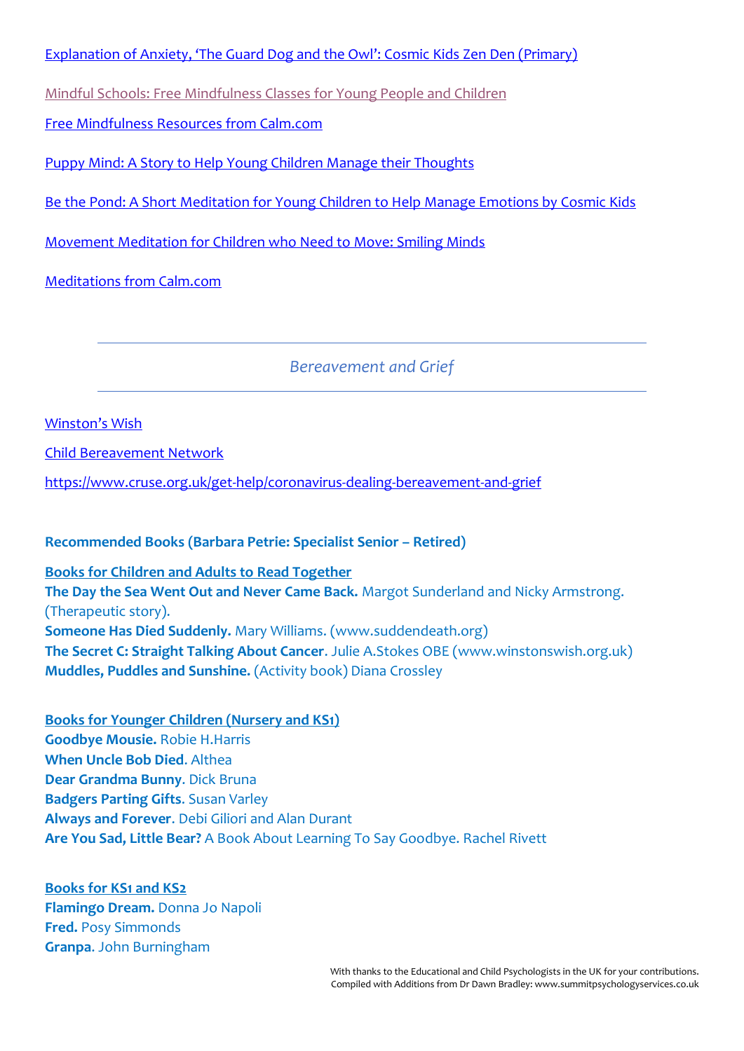Explanation of Anxiety, 'The Guard Dog and the Owl': Cosmic Kids Zen Den (Primary)

Mindful Schools: Free Mindfulness Classes for Young People and Children

Free Mindfulness Resources from Calm.com

Puppy Mind: A Story to Help Young Children Manage their Thoughts

Be the Pond: A Short Meditation for Young Children to Help Manage Emotions by Cosmic Kids

Movement Meditation for Children who Need to Move: Smiling Minds

Meditations from Calm.com

## *Bereavement and Grief*

Winston's Wish

Child Bereavement Network

https://www.cruse.org.uk/get-help/coronavirus-dealing-bereavement-and-grief

**Recommended Books (Barbara Petrie: Specialist Senior – Retired)**

**Books for Children and Adults to Read Together**

**The Day the Sea Went Out and Never Came Back.** Margot Sunderland and Nicky Armstrong. (Therapeutic story).
**Someone Has Died Suddenly.** Mary Williams. (www.suddendeath.org)
**The Secret C: Straight Talking About Cancer**. Julie A.Stokes OBE (www.winstonswish.org.uk)
**Muddles, Puddles and Sunshine.** (Activity book) Diana Crossley

**Books for Younger Children (Nursery and KS1)**

**Goodbye Mousie.** Robie H.Harris
**When Uncle Bob Died**. Althea
**Dear Grandma Bunny**. Dick Bruna
**Badgers Parting Gifts**. Susan Varley
**Always and Forever**. Debi Giliori and Alan Durant
**Are You Sad, Little Bear?** A Book About Learning To Say Goodbye. Rachel Rivett

**Books for KS1 and KS2**

**Flamingo Dream.** Donna Jo Napoli
**Fred.** Posy Simmonds
**Granpa**. John Burningham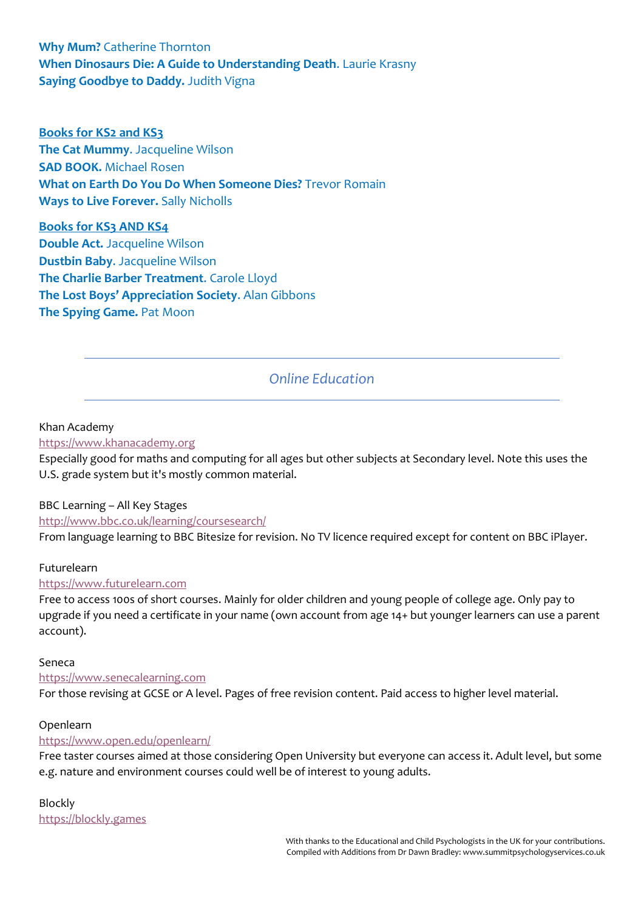**Why Mum?** Catherine Thornton
**When Dinosaurs Die: A Guide to Understanding Death**. Laurie Krasny
**Saying Goodbye to Daddy.** Judith Vigna

**Books for KS2 and KS3**
**The Cat Mummy**. Jacqueline Wilson
**SAD BOOK.** Michael Rosen
**What on Earth Do You Do When Someone Dies?** Trevor Romain
**Ways to Live Forever.** Sally Nicholls

**Books for KS3 AND KS4**
**Double Act.** Jacqueline Wilson
**Dustbin Baby**. Jacqueline Wilson
**The Charlie Barber Treatment**. Carole Lloyd
**The Lost Boys' Appreciation Society**. Alan Gibbons
**The Spying Game.** Pat Moon

## *Online Education*

Khan Academy
https://www.khanacademy.org
Especially good for maths and computing for all ages but other subjects at Secondary level. Note this uses the U.S. grade system but it's mostly common material.

BBC Learning – All Key Stages
http://www.bbc.co.uk/learning/coursesearch/
From language learning to BBC Bitesize for revision. No TV licence required except for content on BBC iPlayer.

Futurelearn
https://www.futurelearn.com
Free to access 100s of short courses. Mainly for older children and young people of college age. Only pay to upgrade if you need a certificate in your name (own account from age 14+ but younger learners can use a parent account).

Seneca
https://www.senecalearning.com
For those revising at GCSE or A level. Pages of free revision content. Paid access to higher level material.

Openlearn
https://www.open.edu/openlearn/
Free taster courses aimed at those considering Open University but everyone can access it. Adult level, but some e.g. nature and environment courses could well be of interest to young adults.

Blockly
https://blockly.games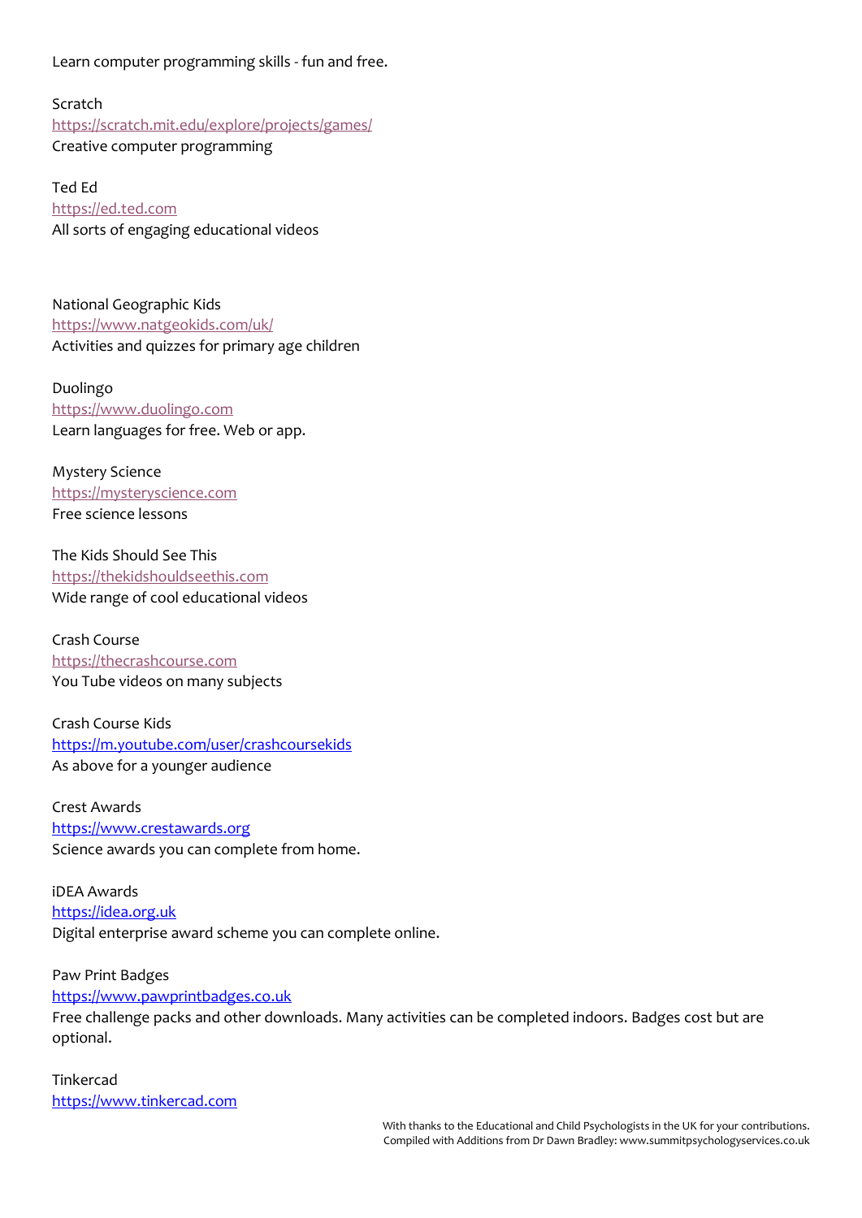Learn computer programming skills - fun and free.

Scratch
https://scratch.mit.edu/explore/projects/games/
Creative computer programming

Ted Ed
https://ed.ted.com
All sorts of engaging educational videos

National Geographic Kids
https://www.natgeokids.com/uk/
Activities and quizzes for primary age children

Duolingo
https://www.duolingo.com
Learn languages for free. Web or app.

Mystery Science
https://mysteryscience.com
Free science lessons

The Kids Should See This
https://thekidshouldseethis.com
Wide range of cool educational videos

Crash Course
https://thecrashcourse.com
You Tube videos on many subjects

Crash Course Kids
https://m.youtube.com/user/crashcoursekids
As above for a younger audience

Crest Awards
https://www.crestawards.org
Science awards you can complete from home.

iDEA Awards
https://idea.org.uk
Digital enterprise award scheme you can complete online.

Paw Print Badges
https://www.pawprintbadges.co.uk
Free challenge packs and other downloads. Many activities can be completed indoors. Badges cost but are optional.

Tinkercad
https://www.tinkercad.com

With thanks to the Educational and Child Psychologists in the UK for your contributions.
Compiled with Additions from Dr Dawn Bradley: www.summitpsychologyservices.co.uk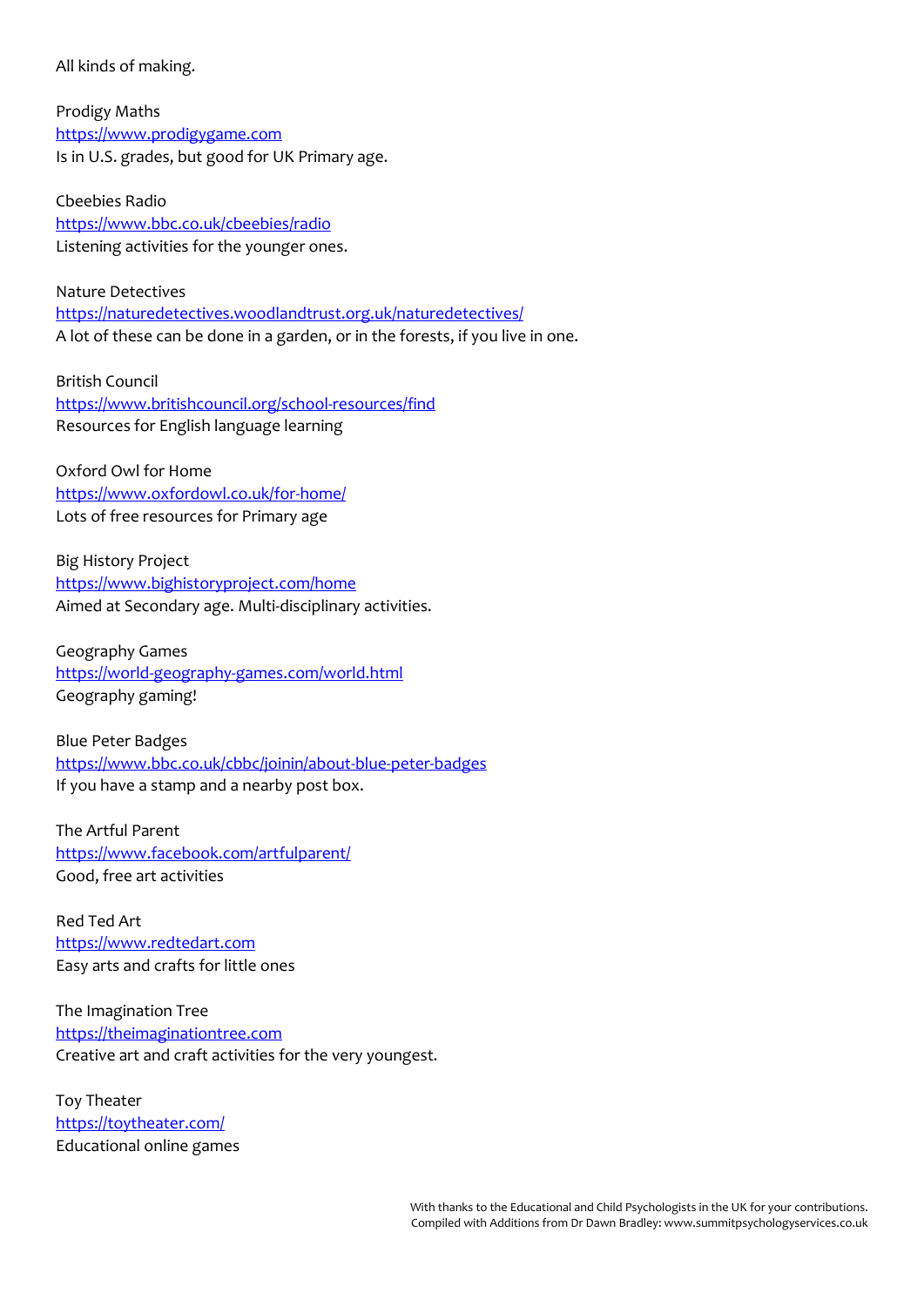All kinds of making.

Prodigy Maths
[https://www.prodigygame.com](https://www.prodigygame.com)
Is in U.S. grades, but good for UK Primary age.

Cbeebies Radio
[https://www.bbc.co.uk/cbeebies/radio](https://www.bbc.co.uk/cbeebies/radio)
Listening activities for the younger ones.

Nature Detectives
[https://naturedetectives.woodlandtrust.org.uk/naturedetectives/](https://naturedetectives.woodlandtrust.org.uk/naturedetectives/)
A lot of these can be done in a garden, or in the forests, if you live in one.

British Council
[https://www.britishcouncil.org/school-resources/find](https://www.britishcouncil.org/school-resources/find)
Resources for English language learning

Oxford Owl for Home
[https://www.oxfordowl.co.uk/for-home/](https://www.oxfordowl.co.uk/for-home/)
Lots of free resources for Primary age

Big History Project
[https://www.bighistoryproject.com/home](https://www.bighistoryproject.com/home)
Aimed at Secondary age. Multi-disciplinary activities.

Geography Games
[https://world-geography-games.com/world.html](https://world-geography-games.com/world.html)
Geography gaming!

Blue Peter Badges
[https://www.bbc.co.uk/cbbc/joinin/about-blue-peter-badges](https://www.bbc.co.uk/cbbc/joinin/about-blue-peter-badges)
If you have a stamp and a nearby post box.

The Artful Parent
[https://www.facebook.com/artfulparent/](https://www.facebook.com/artfulparent/)
Good, free art activities

Red Ted Art
[https://www.redtedart.com](https://www.redtedart.com)
Easy arts and crafts for little ones

The Imagination Tree
[https://theimaginationtree.com](https://theimaginationtree.com)
Creative art and craft activities for the very youngest.

Toy Theater
[https://toytheater.com/](https://toytheater.com/)
Educational online games

With thanks to the Educational and Child Psychologists in the UK for your contributions.
Compiled with Additions from Dr Dawn Bradley: www.summitpsychologyservices.co.uk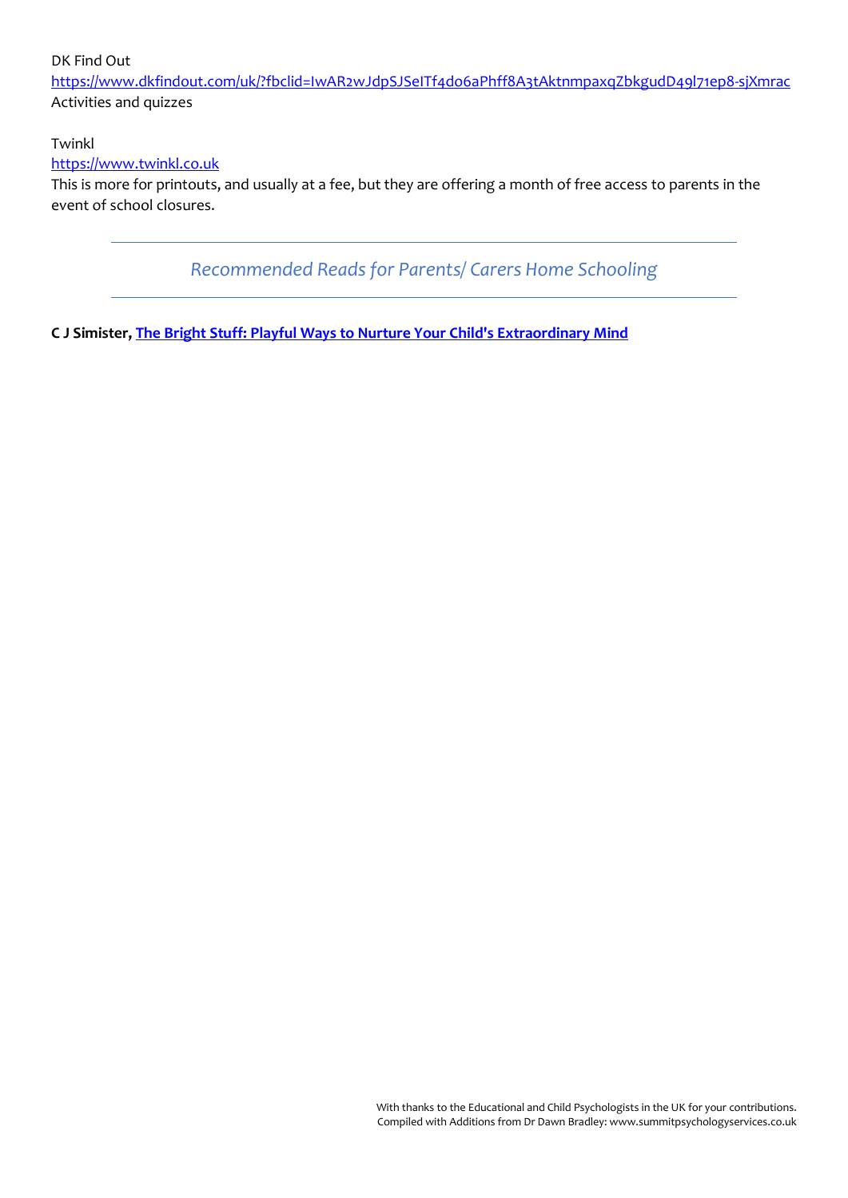DK Find Out
https://www.dkfindout.com/uk/?fbclid=IwAR2wJdpSJSeITf4do6aPhff8A3tAktnmpaxqZbkgudD49l71ep8-sjXmrac
Activities and quizzes

Twinkl
https://www.twinkl.co.uk
This is more for printouts, and usually at a fee, but they are offering a month of free access to parents in the event of school closures.

---

## *Recommended Reads for Parents/ Carers Home Schooling*

---

**C J Simister, The Bright Stuff: Playful Ways to Nurture Your Child's Extraordinary Mind**

With thanks to the Educational and Child Psychologists in the UK for your contributions.
Compiled with Additions from Dr Dawn Bradley: www.summitpsychologyservices.co.uk